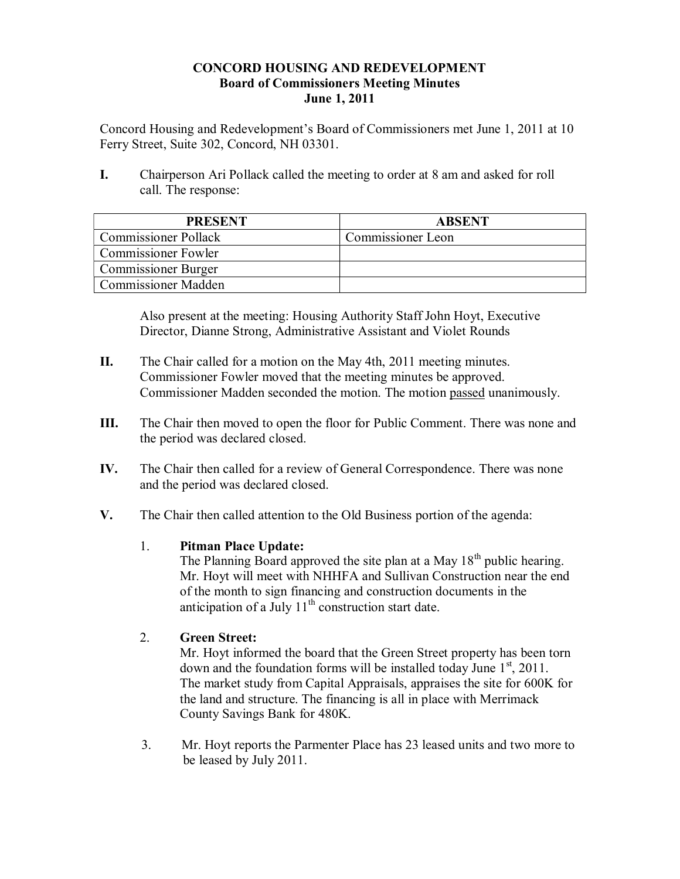# CONCORD HOUSING AND REDEVELOPMENT
## Board of Commissioners Meeting Minutes
## June 1, 2011

Concord Housing and Redevelopment's Board of Commissioners met June 1, 2011 at 10 Ferry Street, Suite 302, Concord, NH 03301.

**I.** Chairperson Ari Pollack called the meeting to order at 8 am and asked for roll call. The response:

| PRESENT | ABSENT |
|---|---|
| Commissioner Pollack | Commissioner Leon |
| Commissioner Fowler | |
| Commissioner Burger | |
| Commissioner Madden | |

Also present at the meeting: Housing Authority Staff John Hoyt, Executive Director, Dianne Strong, Administrative Assistant and Violet Rounds

**II.** The Chair called for a motion on the May 4th, 2011 meeting minutes. Commissioner Fowler moved that the meeting minutes be approved. Commissioner Madden seconded the motion. The motion passed unanimously.

**III.** The Chair then moved to open the floor for Public Comment. There was none and the period was declared closed.

**IV.** The Chair then called for a review of General Correspondence. There was none and the period was declared closed.

**V.** The Chair then called attention to the Old Business portion of the agenda:

1. **Pitman Place Update:**
   The Planning Board approved the site plan at a May 18th public hearing. Mr. Hoyt will meet with NHHFA and Sullivan Construction near the end of the month to sign financing and construction documents in the anticipation of a July 11th construction start date.

2. **Green Street:**
   Mr. Hoyt informed the board that the Green Street property has been torn down and the foundation forms will be installed today June 1st, 2011. The market study from Capital Appraisals, appraises the site for 600K for the land and structure. The financing is all in place with Merrimack County Savings Bank for 480K.

3. Mr. Hoyt reports the Parmenter Place has 23 leased units and two more to be leased by July 2011.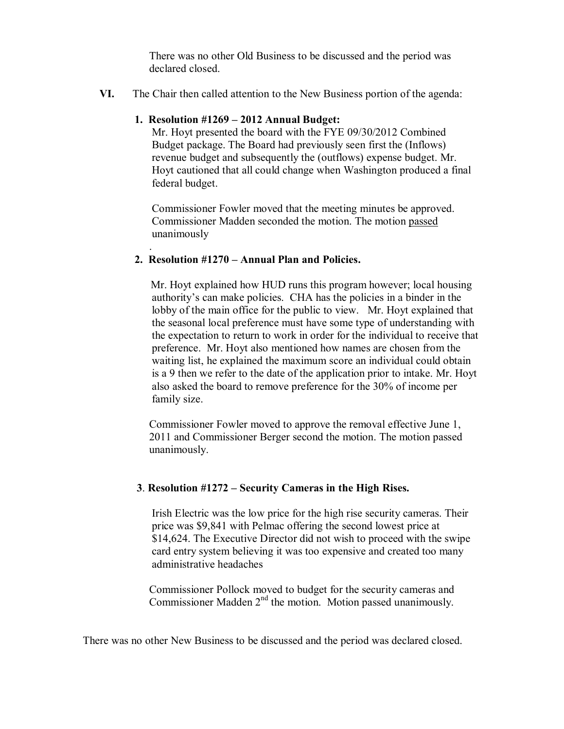There was no other Old Business to be discussed and the period was declared closed.

**VI.** The Chair then called attention to the New Business portion of the agenda:

**1. Resolution #1269 – 2012 Annual Budget:**

Mr. Hoyt presented the board with the FYE 09/30/2012 Combined Budget package. The Board had previously seen first the (Inflows) revenue budget and subsequently the (outflows) expense budget. Mr. Hoyt cautioned that all could change when Washington produced a final federal budget.

Commissioner Fowler moved that the meeting minutes be approved. Commissioner Madden seconded the motion. The motion passed unanimously

.

**2. Resolution #1270 – Annual Plan and Policies.**

Mr. Hoyt explained how HUD runs this program however; local housing authority's can make policies. CHA has the policies in a binder in the lobby of the main office for the public to view. Mr. Hoyt explained that the seasonal local preference must have some type of understanding with the expectation to return to work in order for the individual to receive that preference. Mr. Hoyt also mentioned how names are chosen from the waiting list, he explained the maximum score an individual could obtain is a 9 then we refer to the date of the application prior to intake. Mr. Hoyt also asked the board to remove preference for the 30% of income per family size.

Commissioner Fowler moved to approve the removal effective June 1, 2011 and Commissioner Berger second the motion. The motion passed unanimously.

**3. Resolution #1272 – Security Cameras in the High Rises.**

Irish Electric was the low price for the high rise security cameras. Their price was $9,841 with Pelmac offering the second lowest price at $14,624. The Executive Director did not wish to proceed with the swipe card entry system believing it was too expensive and created too many administrative headaches

Commissioner Pollock moved to budget for the security cameras and Commissioner Madden 2nd the motion. Motion passed unanimously.

There was no other New Business to be discussed and the period was declared closed.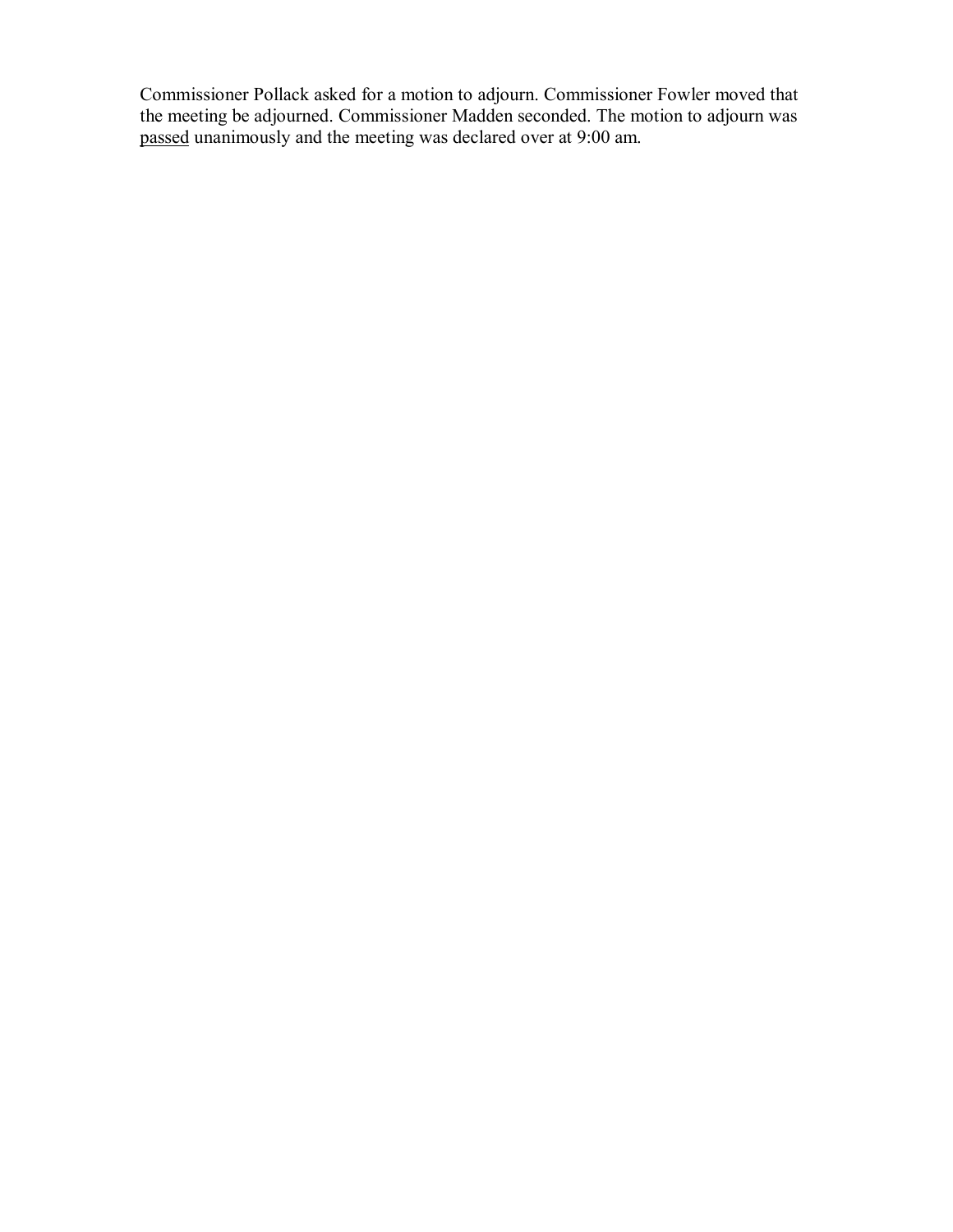Commissioner Pollack asked for a motion to adjourn. Commissioner Fowler moved that the meeting be adjourned. Commissioner Madden seconded. The motion to adjourn was <u>passed</u> unanimously and the meeting was declared over at 9:00 am.